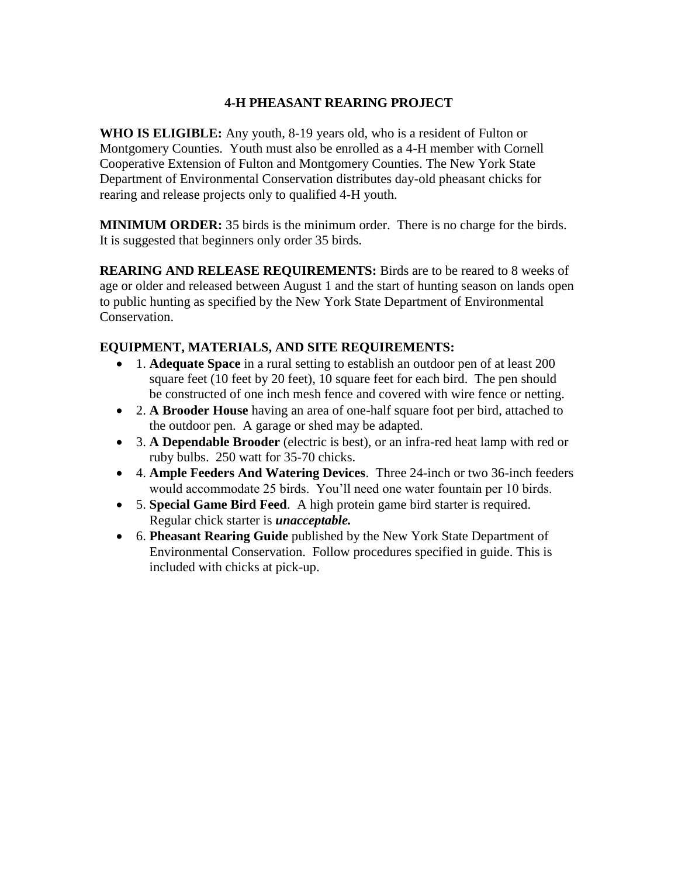# 4-H PHEASANT REARING PROJECT

**WHO IS ELIGIBLE:** Any youth, 8-19 years old, who is a resident of Fulton or Montgomery Counties. Youth must also be enrolled as a 4-H member with Cornell Cooperative Extension of Fulton and Montgomery Counties. The New York State Department of Environmental Conservation distributes day-old pheasant chicks for rearing and release projects only to qualified 4-H youth.

**MINIMUM ORDER:** 35 birds is the minimum order. There is no charge for the birds. It is suggested that beginners only order 35 birds.

**REARING AND RELEASE REQUIREMENTS:** Birds are to be reared to 8 weeks of age or older and released between August 1 and the start of hunting season on lands open to public hunting as specified by the New York State Department of Environmental Conservation.

**EQUIPMENT, MATERIALS, AND SITE REQUIREMENTS:**

- 1. **Adequate Space** in a rural setting to establish an outdoor pen of at least 200 square feet (10 feet by 20 feet), 10 square feet for each bird. The pen should be constructed of one inch mesh fence and covered with wire fence or netting.
- 2. **A Brooder House** having an area of one-half square foot per bird, attached to the outdoor pen. A garage or shed may be adapted.
- 3. **A Dependable Brooder** (electric is best), or an infra-red heat lamp with red or ruby bulbs. 250 watt for 35-70 chicks.
- 4. **Ample Feeders And Watering Devices**. Three 24-inch or two 36-inch feeders would accommodate 25 birds. You'll need one water fountain per 10 birds.
- 5. **Special Game Bird Feed**. A high protein game bird starter is required. Regular chick starter is ***unacceptable.***
- 6. **Pheasant Rearing Guide** published by the New York State Department of Environmental Conservation. Follow procedures specified in guide. This is included with chicks at pick-up.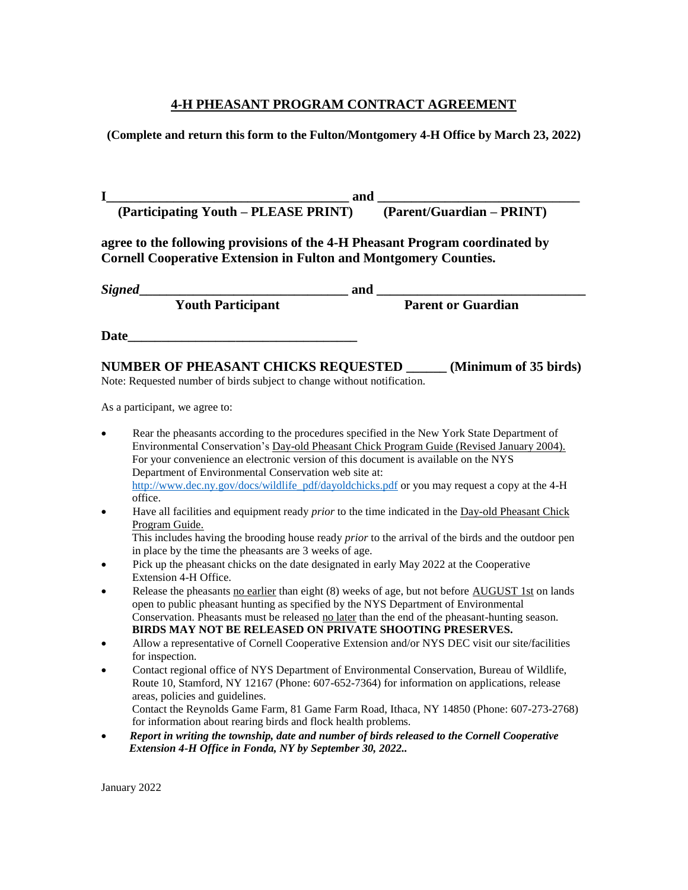# 4-H PHEASANT PROGRAM CONTRACT AGREEMENT

**(Complete and return this form to the Fulton/Montgomery 4-H Office by March 23, 2022)**

**I\_\_\_\_\_\_\_\_\_\_\_\_\_\_\_\_\_\_\_\_\_\_\_\_\_\_\_\_\_\_\_\_\_\_\_\_ and \_\_\_\_\_\_\_\_\_\_\_\_\_\_\_\_\_\_\_\_\_\_\_\_\_\_\_\_\_\_**
**(Participating Youth – PLEASE PRINT) (Parent/Guardian – PRINT)**

**agree to the following provisions of the 4-H Pheasant Program coordinated by Cornell Cooperative Extension in Fulton and Montgomery Counties.**

***Signed*\_\_\_\_\_\_\_\_\_\_\_\_\_\_\_\_\_\_\_\_\_\_\_\_\_\_\_\_\_\_\_ and \_\_\_\_\_\_\_\_\_\_\_\_\_\_\_\_\_\_\_\_\_\_\_\_\_\_\_\_\_\_\_**
**Youth Participant Parent or Guardian**

**Date\_\_\_\_\_\_\_\_\_\_\_\_\_\_\_\_\_\_\_\_\_\_\_\_\_\_\_\_\_\_\_\_\_\_**

**NUMBER OF PHEASANT CHICKS REQUESTED \_\_\_\_\_\_ (Minimum of 35 birds)**
Note: Requested number of birds subject to change without notification.

As a participant, we agree to:

- Rear the pheasants according to the procedures specified in the New York State Department of Environmental Conservation's Day-old Pheasant Chick Program Guide (Revised January 2004). For your convenience an electronic version of this document is available on the NYS Department of Environmental Conservation web site at: http://www.dec.ny.gov/docs/wildlife_pdf/dayoldchicks.pdf or you may request a copy at the 4-H office.
- Have all facilities and equipment ready *prior* to the time indicated in the Day-old Pheasant Chick Program Guide.
  This includes having the brooding house ready *prior* to the arrival of the birds and the outdoor pen in place by the time the pheasants are 3 weeks of age.
- Pick up the pheasant chicks on the date designated in early May 2022 at the Cooperative Extension 4-H Office.
- Release the pheasants no earlier than eight (8) weeks of age, but not before AUGUST 1st on lands open to public pheasant hunting as specified by the NYS Department of Environmental Conservation. Pheasants must be released no later than the end of the pheasant-hunting season. **BIRDS MAY NOT BE RELEASED ON PRIVATE SHOOTING PRESERVES.**
- Allow a representative of Cornell Cooperative Extension and/or NYS DEC visit our site/facilities for inspection.
- Contact regional office of NYS Department of Environmental Conservation, Bureau of Wildlife, Route 10, Stamford, NY 12167 (Phone: 607-652-7364) for information on applications, release areas, policies and guidelines.
  Contact the Reynolds Game Farm, 81 Game Farm Road, Ithaca, NY 14850 (Phone: 607-273-2768) for information about rearing birds and flock health problems.
- ***Report in writing the township, date and number of birds released to the Cornell Cooperative Extension 4-H Office in Fonda, NY by September 30, 2022..***

January 2022